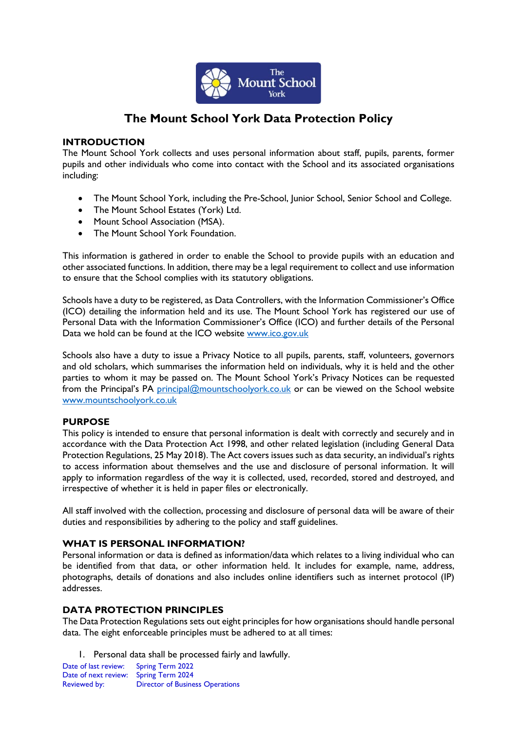# The Mount School York Data Protection Policy

## INTRODUCTION

The Mount School York collects and uses personal information about staff, pupils, parents, former pupils and other individuals who come into contact with the School and its associated organisations including:

- The Mount School York, including the Pre-School, Junior School, Senior School and College.
- The Mount School Estates (York) Ltd.
- Mount School Association (MSA).
- The Mount School York Foundation.

This information is gathered in order to enable the School to provide pupils with an education and other associated functions. In addition, there may be a legal requirement to collect and use information to ensure that the School complies with its statutory obligations.

Schools have a duty to be registered, as Data Controllers, with the Information Commissioner's Office (ICO) detailing the information held and its use. The Mount School York has registered our use of Personal Data with the Information Commissioner's Office (ICO) and further details of the Personal Data we hold can be found at the ICO website www.ico.gov.uk

Schools also have a duty to issue a Privacy Notice to all pupils, parents, staff, volunteers, governors and old scholars, which summarises the information held on individuals, why it is held and the other parties to whom it may be passed on. The Mount School York's Privacy Notices can be requested from the Principal's PA principal@mountschoolyork.co.uk or can be viewed on the School website www.mountschoolyork.co.uk

## PURPOSE

This policy is intended to ensure that personal information is dealt with correctly and securely and in accordance with the Data Protection Act 1998, and other related legislation (including General Data Protection Regulations, 25 May 2018). The Act covers issues such as data security, an individual's rights to access information about themselves and the use and disclosure of personal information. It will apply to information regardless of the way it is collected, used, recorded, stored and destroyed, and irrespective of whether it is held in paper files or electronically.

All staff involved with the collection, processing and disclosure of personal data will be aware of their duties and responsibilities by adhering to the policy and staff guidelines.

## WHAT IS PERSONAL INFORMATION?

Personal information or data is defined as information/data which relates to a living individual who can be identified from that data, or other information held. It includes for example, name, address, photographs, details of donations and also includes online identifiers such as internet protocol (IP) addresses.

## DATA PROTECTION PRINCIPLES

The Data Protection Regulations sets out eight principles for how organisations should handle personal data. The eight enforceable principles must be adhered to at all times:

1. Personal data shall be processed fairly and lawfully.

Date of last review: Spring Term 2022
Date of next review: Spring Term 2024
Reviewed by: Director of Business Operations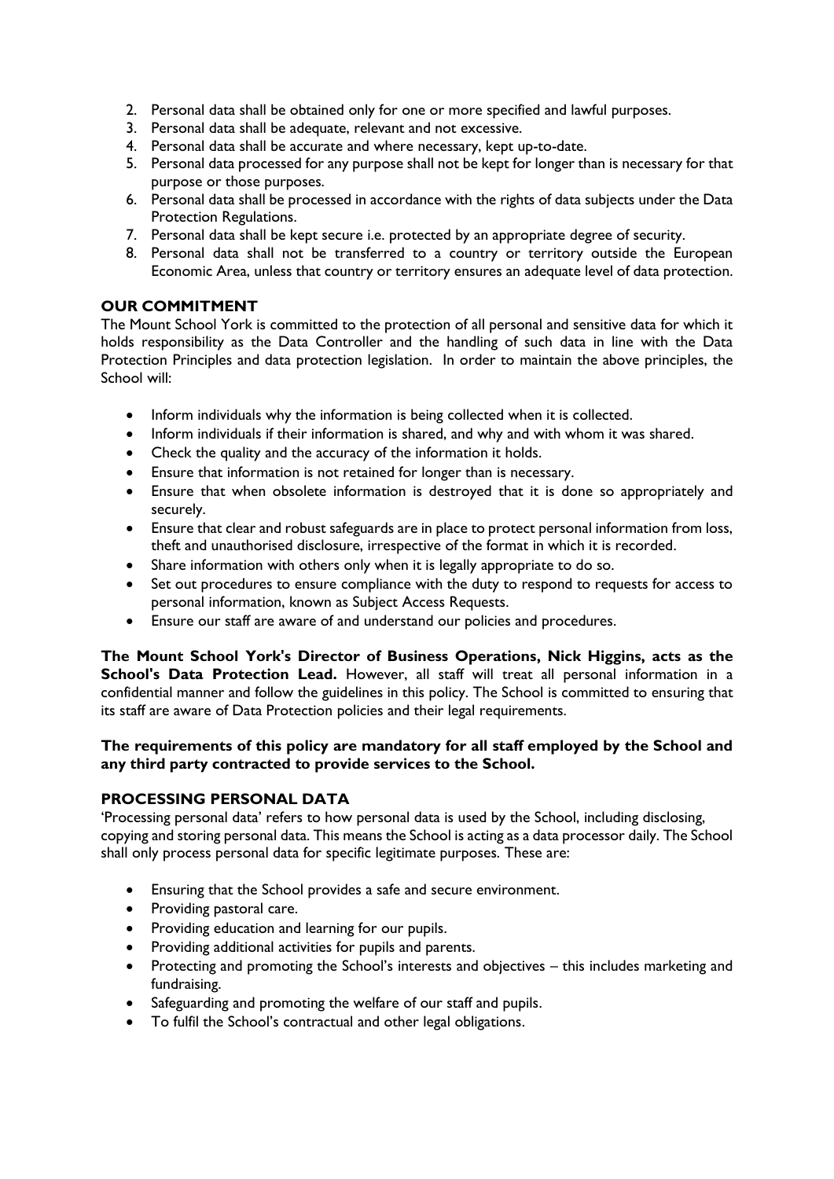2. Personal data shall be obtained only for one or more specified and lawful purposes.
3. Personal data shall be adequate, relevant and not excessive.
4. Personal data shall be accurate and where necessary, kept up-to-date.
5. Personal data processed for any purpose shall not be kept for longer than is necessary for that purpose or those purposes.
6. Personal data shall be processed in accordance with the rights of data subjects under the Data Protection Regulations.
7. Personal data shall be kept secure i.e. protected by an appropriate degree of security.
8. Personal data shall not be transferred to a country or territory outside the European Economic Area, unless that country or territory ensures an adequate level of data protection.

## OUR COMMITMENT

The Mount School York is committed to the protection of all personal and sensitive data for which it holds responsibility as the Data Controller and the handling of such data in line with the Data Protection Principles and data protection legislation. In order to maintain the above principles, the School will:

- Inform individuals why the information is being collected when it is collected.
- Inform individuals if their information is shared, and why and with whom it was shared.
- Check the quality and the accuracy of the information it holds.
- Ensure that information is not retained for longer than is necessary.
- Ensure that when obsolete information is destroyed that it is done so appropriately and securely.
- Ensure that clear and robust safeguards are in place to protect personal information from loss, theft and unauthorised disclosure, irrespective of the format in which it is recorded.
- Share information with others only when it is legally appropriate to do so.
- Set out procedures to ensure compliance with the duty to respond to requests for access to personal information, known as Subject Access Requests.
- Ensure our staff are aware of and understand our policies and procedures.

**The Mount School York's Director of Business Operations, Nick Higgins, acts as the School's Data Protection Lead.** However, all staff will treat all personal information in a confidential manner and follow the guidelines in this policy. The School is committed to ensuring that its staff are aware of Data Protection policies and their legal requirements.

**The requirements of this policy are mandatory for all staff employed by the School and any third party contracted to provide services to the School.**

## PROCESSING PERSONAL DATA

'Processing personal data' refers to how personal data is used by the School, including disclosing, copying and storing personal data. This means the School is acting as a data processor daily. The School shall only process personal data for specific legitimate purposes. These are:

- Ensuring that the School provides a safe and secure environment.
- Providing pastoral care.
- Providing education and learning for our pupils.
- Providing additional activities for pupils and parents.
- Protecting and promoting the School's interests and objectives – this includes marketing and fundraising.
- Safeguarding and promoting the welfare of our staff and pupils.
- To fulfil the School's contractual and other legal obligations.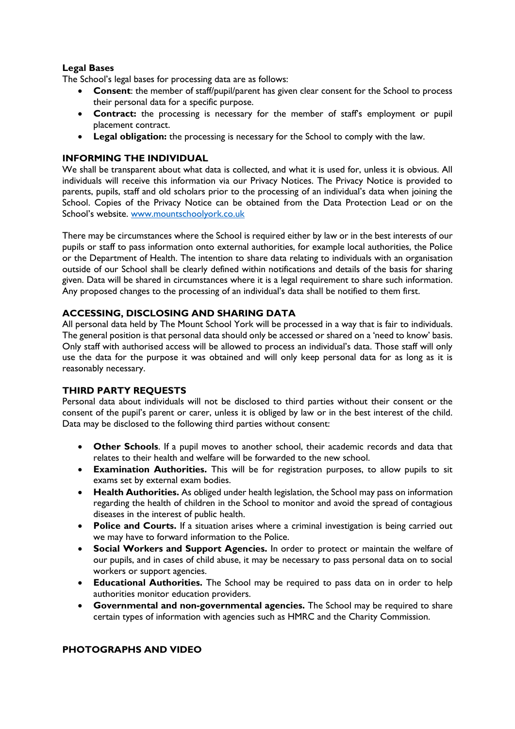**Legal Bases**

The School's legal bases for processing data are as follows:

- **Consent**: the member of staff/pupil/parent has given clear consent for the School to process their personal data for a specific purpose.
- **Contract:** the processing is necessary for the member of staff's employment or pupil placement contract.
- **Legal obligation:** the processing is necessary for the School to comply with the law.

## INFORMING THE INDIVIDUAL

We shall be transparent about what data is collected, and what it is used for, unless it is obvious. All individuals will receive this information via our Privacy Notices. The Privacy Notice is provided to parents, pupils, staff and old scholars prior to the processing of an individual's data when joining the School. Copies of the Privacy Notice can be obtained from the Data Protection Lead or on the School's website. [www.mountschoolyork.co.uk](www.mountschoolyork.co.uk)

There may be circumstances where the School is required either by law or in the best interests of our pupils or staff to pass information onto external authorities, for example local authorities, the Police or the Department of Health. The intention to share data relating to individuals with an organisation outside of our School shall be clearly defined within notifications and details of the basis for sharing given. Data will be shared in circumstances where it is a legal requirement to share such information. Any proposed changes to the processing of an individual's data shall be notified to them first.

## ACCESSING, DISCLOSING AND SHARING DATA

All personal data held by The Mount School York will be processed in a way that is fair to individuals. The general position is that personal data should only be accessed or shared on a 'need to know' basis. Only staff with authorised access will be allowed to process an individual's data. Those staff will only use the data for the purpose it was obtained and will only keep personal data for as long as it is reasonably necessary.

## THIRD PARTY REQUESTS

Personal data about individuals will not be disclosed to third parties without their consent or the consent of the pupil's parent or carer, unless it is obliged by law or in the best interest of the child. Data may be disclosed to the following third parties without consent:

- **Other Schools**. If a pupil moves to another school, their academic records and data that relates to their health and welfare will be forwarded to the new school.
- **Examination Authorities.** This will be for registration purposes, to allow pupils to sit exams set by external exam bodies.
- **Health Authorities.** As obliged under health legislation, the School may pass on information regarding the health of children in the School to monitor and avoid the spread of contagious diseases in the interest of public health.
- **Police and Courts.** If a situation arises where a criminal investigation is being carried out we may have to forward information to the Police.
- **Social Workers and Support Agencies.** In order to protect or maintain the welfare of our pupils, and in cases of child abuse, it may be necessary to pass personal data on to social workers or support agencies.
- **Educational Authorities.** The School may be required to pass data on in order to help authorities monitor education providers.
- **Governmental and non-governmental agencies.** The School may be required to share certain types of information with agencies such as HMRC and the Charity Commission.

## PHOTOGRAPHS AND VIDEO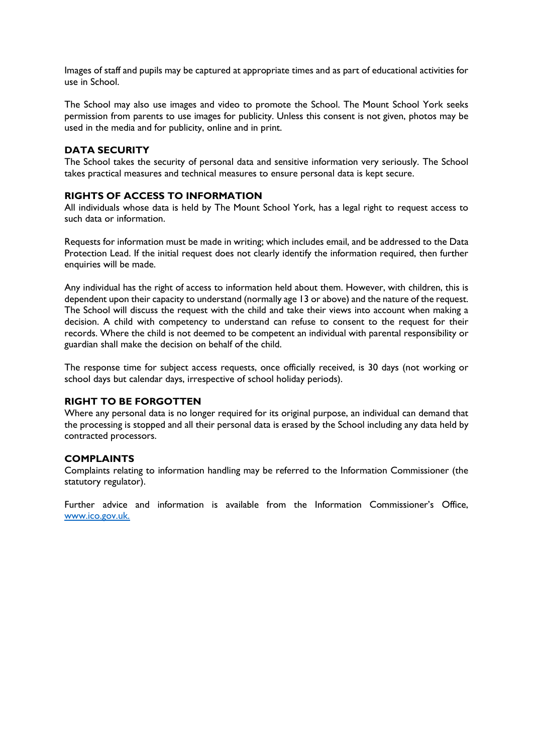Images of staff and pupils may be captured at appropriate times and as part of educational activities for use in School.

The School may also use images and video to promote the School. The Mount School York seeks permission from parents to use images for publicity. Unless this consent is not given, photos may be used in the media and for publicity, online and in print.

## DATA SECURITY

The School takes the security of personal data and sensitive information very seriously. The School takes practical measures and technical measures to ensure personal data is kept secure.

## RIGHTS OF ACCESS TO INFORMATION

All individuals whose data is held by The Mount School York, has a legal right to request access to such data or information.

Requests for information must be made in writing; which includes email, and be addressed to the Data Protection Lead. If the initial request does not clearly identify the information required, then further enquiries will be made.

Any individual has the right of access to information held about them. However, with children, this is dependent upon their capacity to understand (normally age 13 or above) and the nature of the request. The School will discuss the request with the child and take their views into account when making a decision. A child with competency to understand can refuse to consent to the request for their records. Where the child is not deemed to be competent an individual with parental responsibility or guardian shall make the decision on behalf of the child.

The response time for subject access requests, once officially received, is 30 days (not working or school days but calendar days, irrespective of school holiday periods).

## RIGHT TO BE FORGOTTEN

Where any personal data is no longer required for its original purpose, an individual can demand that the processing is stopped and all their personal data is erased by the School including any data held by contracted processors.

## COMPLAINTS

Complaints relating to information handling may be referred to the Information Commissioner (the statutory regulator).

Further advice and information is available from the Information Commissioner's Office, [www.ico.gov.uk.](http://www.ico.gov.uk)